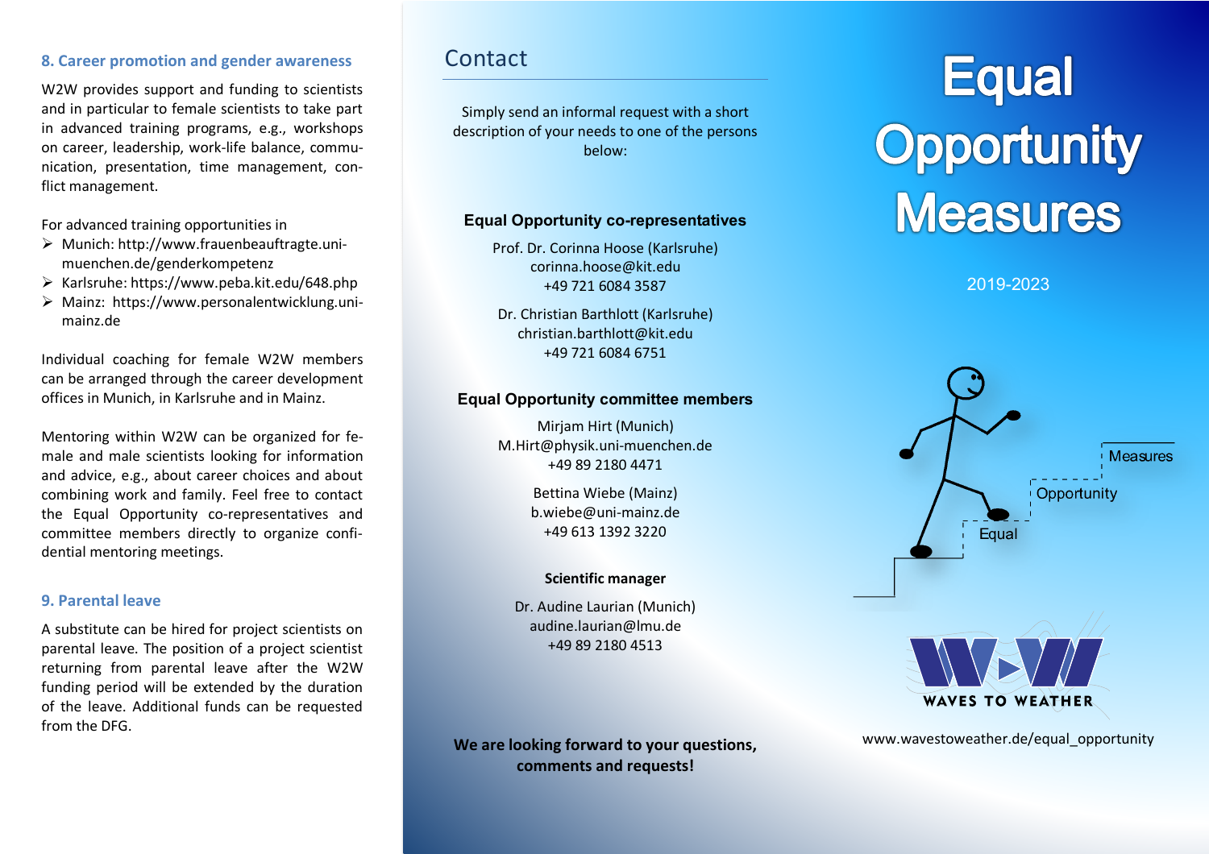## 8. Career promotion and gender awareness

W2W provides support and funding to scientists and in particular to female scientists to take part in advanced training programs, e.g., workshops on career, leadership, work-life balance, communication, presentation, time management, conflict management.

For advanced training opportunities in

- Munich: http://www.frauenbeauftragte.uni-muenchen.de/genderkompetenz
- Karlsruhe: https://www.peba.kit.edu/648.php
- Mainz: https://www.personalentwicklung.uni-mainz.de

Individual coaching for female W2W members can be arranged through the career development offices in Munich, in Karlsruhe and in Mainz.

Mentoring within W2W can be organized for female and male scientists looking for information and advice, e.g., about career choices and about combining work and family. Feel free to contact the Equal Opportunity co-representatives and committee members directly to organize confidential mentoring meetings.

## 9. Parental leave

A substitute can be hired for project scientists on parental leave. The position of a project scientist returning from parental leave after the W2W funding period will be extended by the duration of the leave. Additional funds can be requested from the DFG.

# Contact

Simply send an informal request with a short description of your needs to one of the persons below:

### Equal Opportunity co-representatives

Prof. Dr. Corinna Hoose (Karlsruhe)
corinna.hoose@kit.edu
+49 721 6084 3587

Dr. Christian Barthlott (Karlsruhe)
christian.barthlott@kit.edu
+49 721 6084 6751

### Equal Opportunity committee members

Mirjam Hirt (Munich)
M.Hirt@physik.uni-muenchen.de
+49 89 2180 4471

Bettina Wiebe (Mainz)
b.wiebe@uni-mainz.de
+49 613 1392 3220

### Scientific manager

Dr. Audine Laurian (Munich)
audine.laurian@lmu.de
+49 89 2180 4513

**We are looking forward to your questions, comments and requests!**

# Equal Opportunity Measures

2019-2023

Equal
Opportunity
Measures

WAVES TO WEATHER

www.wavestoweather.de/equal_opportunity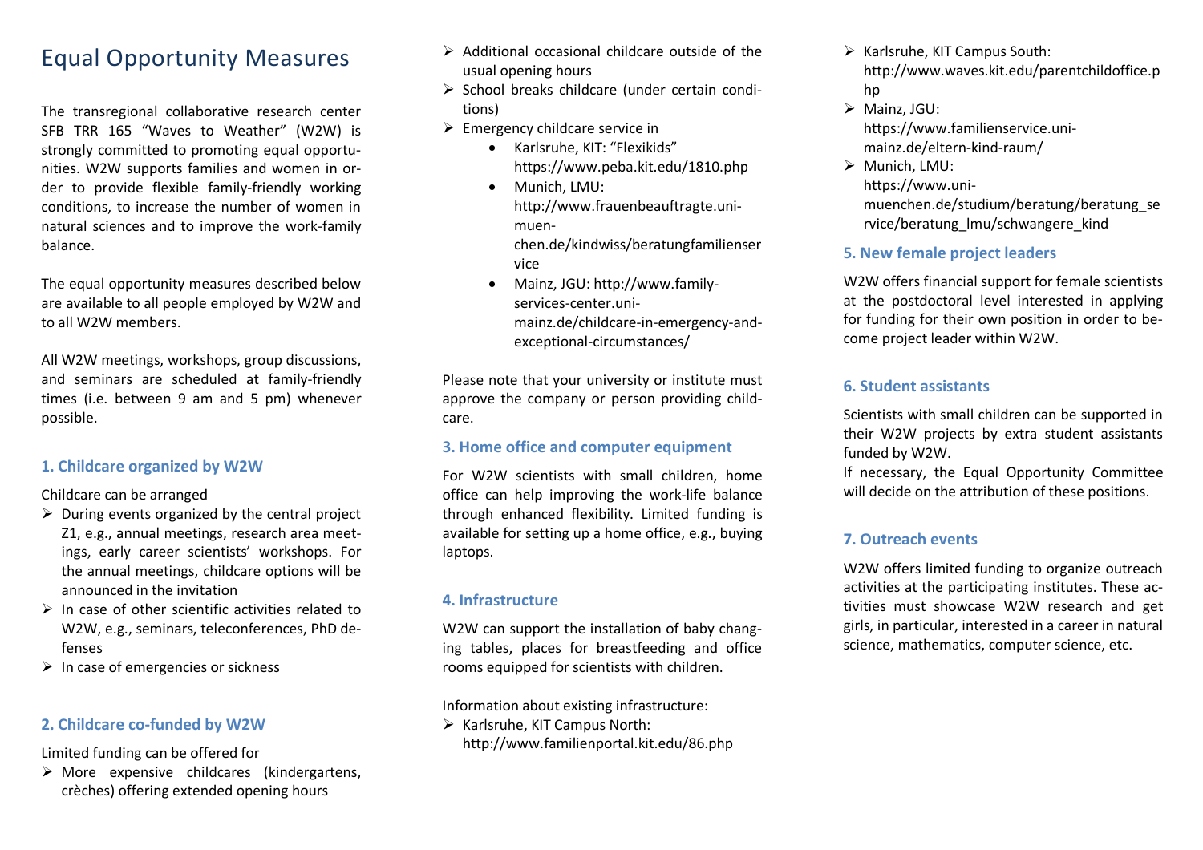# Equal Opportunity Measures

The transregional collaborative research center SFB TRR 165 "Waves to Weather" (W2W) is strongly committed to promoting equal opportunities. W2W supports families and women in order to provide flexible family-friendly working conditions, to increase the number of women in natural sciences and to improve the work-family balance.

The equal opportunity measures described below are available to all people employed by W2W and to all W2W members.

All W2W meetings, workshops, group discussions, and seminars are scheduled at family-friendly times (i.e. between 9 am and 5 pm) whenever possible.

### 1. Childcare organized by W2W

Childcare can be arranged

- During events organized by the central project Z1, e.g., annual meetings, research area meetings, early career scientists' workshops. For the annual meetings, childcare options will be announced in the invitation
- In case of other scientific activities related to W2W, e.g., seminars, teleconferences, PhD defenses
- In case of emergencies or sickness

### 2. Childcare co-funded by W2W

Limited funding can be offered for

- More expensive childcares (kindergartens, crèches) offering extended opening hours
- Additional occasional childcare outside of the usual opening hours
- School breaks childcare (under certain conditions)
- Emergency childcare service in
  - Karlsruhe, KIT: "Flexikids" https://www.peba.kit.edu/1810.php
  - Munich, LMU: http://www.frauenbeauftragte.uni-muenchen.de/kindwiss/beratungfamilienservice
  - Mainz, JGU: http://www.family-services-center.uni-mainz.de/childcare-in-emergency-and-exceptional-circumstances/

Please note that your university or institute must approve the company or person providing childcare.

### 3. Home office and computer equipment

For W2W scientists with small children, home office can help improving the work-life balance through enhanced flexibility. Limited funding is available for setting up a home office, e.g., buying laptops.

### 4. Infrastructure

W2W can support the installation of baby changing tables, places for breastfeeding and office rooms equipped for scientists with children.

Information about existing infrastructure:

- Karlsruhe, KIT Campus North: http://www.familienportal.kit.edu/86.php
- Karlsruhe, KIT Campus South: http://www.waves.kit.edu/parentchildoffice.php
- Mainz, JGU: https://www.familienservice.uni-mainz.de/eltern-kind-raum/
- Munich, LMU: https://www.uni-muenchen.de/studium/beratung/beratung_service/beratung_lmu/schwangere_kind

### 5. New female project leaders

W2W offers financial support for female scientists at the postdoctoral level interested in applying for funding for their own position in order to become project leader within W2W.

### 6. Student assistants

Scientists with small children can be supported in their W2W projects by extra student assistants funded by W2W.
If necessary, the Equal Opportunity Committee will decide on the attribution of these positions.

### 7. Outreach events

W2W offers limited funding to organize outreach activities at the participating institutes. These activities must showcase W2W research and get girls, in particular, interested in a career in natural science, mathematics, computer science, etc.